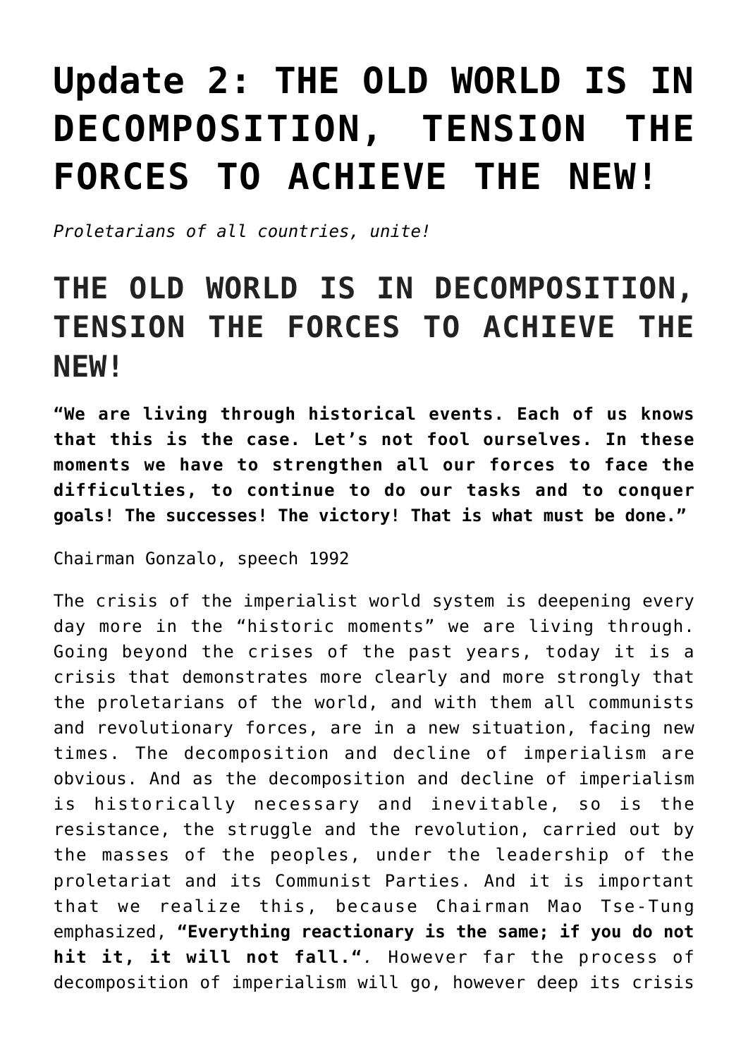# Update 2: THE OLD WORLD IS IN DECOMPOSITION, TENSION THE FORCES TO ACHIEVE THE NEW!

*Proletarians of all countries, unite!*

## THE OLD WORLD IS IN DECOMPOSITION, TENSION THE FORCES TO ACHIEVE THE NEW!

**"We are living through historical events. Each of us knows that this is the case. Let's not fool ourselves. In these moments we have to strengthen all our forces to face the difficulties, to continue to do our tasks and to conquer goals! The successes! The victory! That is what must be done."**

Chairman Gonzalo, speech 1992

The crisis of the imperialist world system is deepening every day more in the "historic moments" we are living through. Going beyond the crises of the past years, today it is a crisis that demonstrates more clearly and more strongly that the proletarians of the world, and with them all communists and revolutionary forces, are in a new situation, facing new times. The decomposition and decline of imperialism are obvious. And as the decomposition and decline of imperialism is historically necessary and inevitable, so is the resistance, the struggle and the revolution, carried out by the masses of the peoples, under the leadership of the proletariat and its Communist Parties. And it is important that we realize this, because Chairman Mao Tse-Tung emphasized, **"Everything reactionary is the same; if you do not hit it, it will not fall."**. However far the process of decomposition of imperialism will go, however deep its crisis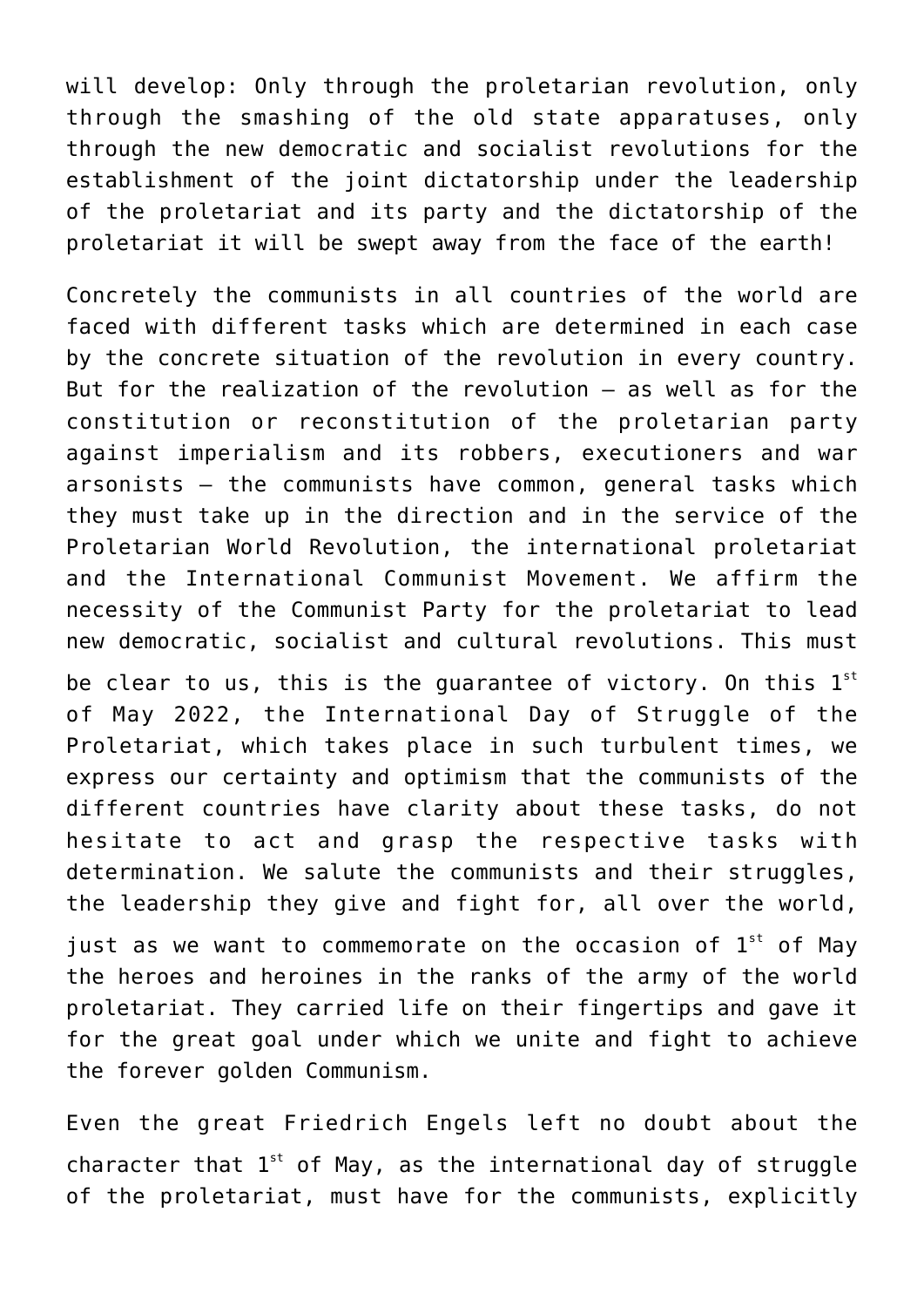will develop: Only through the proletarian revolution, only through the smashing of the old state apparatuses, only through the new democratic and socialist revolutions for the establishment of the joint dictatorship under the leadership of the proletariat and its party and the dictatorship of the proletariat it will be swept away from the face of the earth!

Concretely the communists in all countries of the world are faced with different tasks which are determined in each case by the concrete situation of the revolution in every country. But for the realization of the revolution – as well as for the constitution or reconstitution of the proletarian party against imperialism and its robbers, executioners and war arsonists – the communists have common, general tasks which they must take up in the direction and in the service of the Proletarian World Revolution, the international proletariat and the International Communist Movement. We affirm the necessity of the Communist Party for the proletariat to lead new democratic, socialist and cultural revolutions. This must be clear to us, this is the guarantee of victory. On this 1st of May 2022, the International Day of Struggle of the Proletariat, which takes place in such turbulent times, we express our certainty and optimism that the communists of the different countries have clarity about these tasks, do not hesitate to act and grasp the respective tasks with determination. We salute the communists and their struggles, the leadership they give and fight for, all over the world, just as we want to commemorate on the occasion of 1st of May the heroes and heroines in the ranks of the army of the world proletariat. They carried life on their fingertips and gave it for the great goal under which we unite and fight to achieve the forever golden Communism.

Even the great Friedrich Engels left no doubt about the character that 1st of May, as the international day of struggle of the proletariat, must have for the communists, explicitly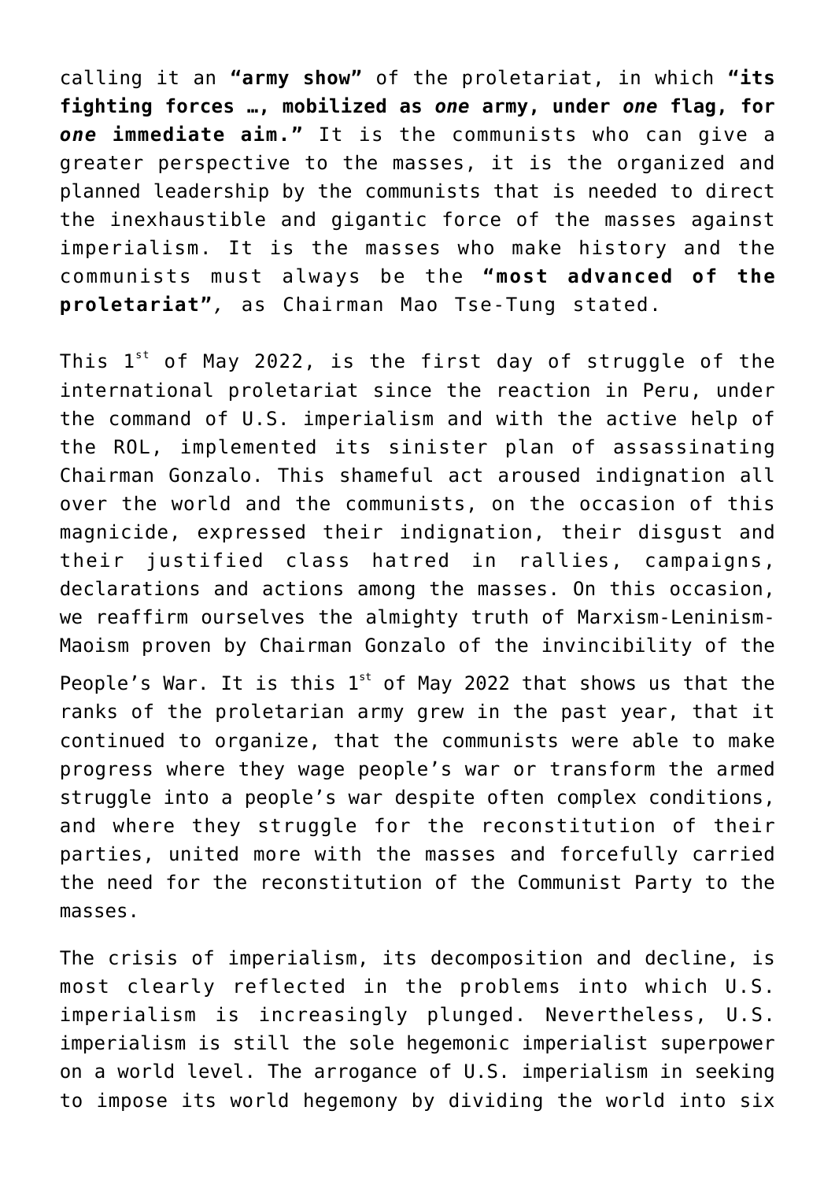calling it an **"army show"** of the proletariat, in which **"its fighting forces …, mobilized as *one* army, under *one* flag, for *one* immediate aim."** It is the communists who can give a greater perspective to the masses, it is the organized and planned leadership by the communists that is needed to direct the inexhaustible and gigantic force of the masses against imperialism. It is the masses who make history and the communists must always be the **"most advanced of the proletariat"**, as Chairman Mao Tse-Tung stated.

This 1st of May 2022, is the first day of struggle of the international proletariat since the reaction in Peru, under the command of U.S. imperialism and with the active help of the ROL, implemented its sinister plan of assassinating Chairman Gonzalo. This shameful act aroused indignation all over the world and the communists, on the occasion of this magnicide, expressed their indignation, their disgust and their justified class hatred in rallies, campaigns, declarations and actions among the masses. On this occasion, we reaffirm ourselves the almighty truth of Marxism-Leninism-Maoism proven by Chairman Gonzalo of the invincibility of the People's War. It is this 1st of May 2022 that shows us that the ranks of the proletarian army grew in the past year, that it continued to organize, that the communists were able to make progress where they wage people's war or transform the armed struggle into a people's war despite often complex conditions, and where they struggle for the reconstitution of their parties, united more with the masses and forcefully carried the need for the reconstitution of the Communist Party to the masses.

The crisis of imperialism, its decomposition and decline, is most clearly reflected in the problems into which U.S. imperialism is increasingly plunged. Nevertheless, U.S. imperialism is still the sole hegemonic imperialist superpower on a world level. The arrogance of U.S. imperialism in seeking to impose its world hegemony by dividing the world into six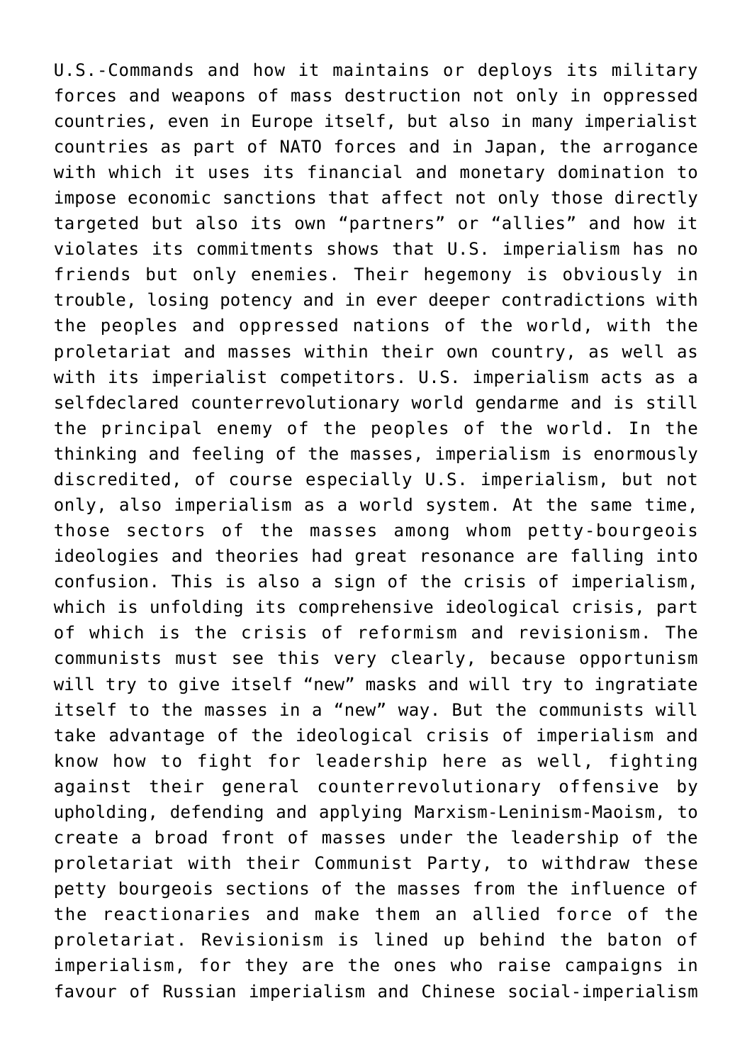U.S.-Commands and how it maintains or deploys its military forces and weapons of mass destruction not only in oppressed countries, even in Europe itself, but also in many imperialist countries as part of NATO forces and in Japan, the arrogance with which it uses its financial and monetary domination to impose economic sanctions that affect not only those directly targeted but also its own “partners” or “allies” and how it violates its commitments shows that U.S. imperialism has no friends but only enemies. Their hegemony is obviously in trouble, losing potency and in ever deeper contradictions with the peoples and oppressed nations of the world, with the proletariat and masses within their own country, as well as with its imperialist competitors. U.S. imperialism acts as a selfdeclared counterrevolutionary world gendarme and is still the principal enemy of the peoples of the world. In the thinking and feeling of the masses, imperialism is enormously discredited, of course especially U.S. imperialism, but not only, also imperialism as a world system. At the same time, those sectors of the masses among whom petty-bourgeois ideologies and theories had great resonance are falling into confusion. This is also a sign of the crisis of imperialism, which is unfolding its comprehensive ideological crisis, part of which is the crisis of reformism and revisionism. The communists must see this very clearly, because opportunism will try to give itself “new” masks and will try to ingratiate itself to the masses in a “new” way. But the communists will take advantage of the ideological crisis of imperialism and know how to fight for leadership here as well, fighting against their general counterrevolutionary offensive by upholding, defending and applying Marxism-Leninism-Maoism, to create a broad front of masses under the leadership of the proletariat with their Communist Party, to withdraw these petty bourgeois sections of the masses from the influence of the reactionaries and make them an allied force of the proletariat. Revisionism is lined up behind the baton of imperialism, for they are the ones who raise campaigns in favour of Russian imperialism and Chinese social-imperialism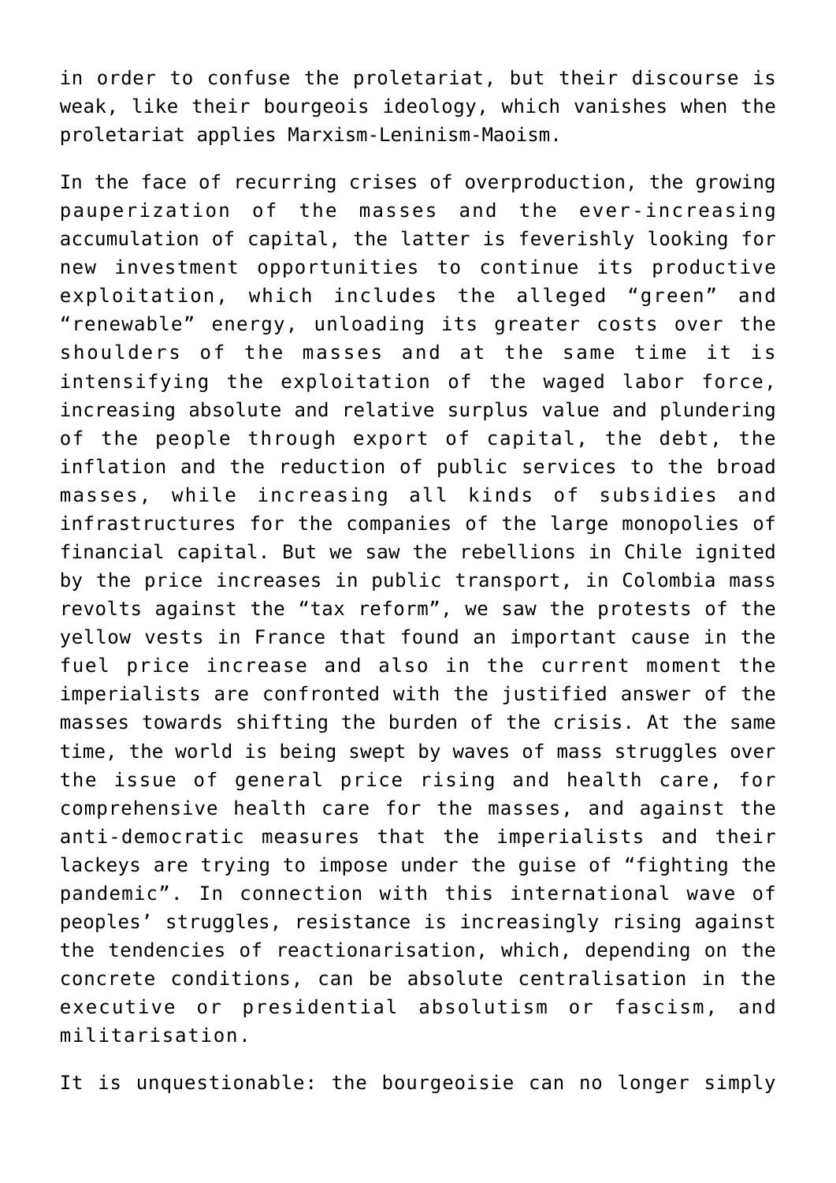in order to confuse the proletariat, but their discourse is weak, like their bourgeois ideology, which vanishes when the proletariat applies Marxism-Leninism-Maoism.

In the face of recurring crises of overproduction, the growing pauperization of the masses and the ever-increasing accumulation of capital, the latter is feverishly looking for new investment opportunities to continue its productive exploitation, which includes the alleged “green” and “renewable” energy, unloading its greater costs over the shoulders of the masses and at the same time it is intensifying the exploitation of the waged labor force, increasing absolute and relative surplus value and plundering of the people through export of capital, the debt, the inflation and the reduction of public services to the broad masses, while increasing all kinds of subsidies and infrastructures for the companies of the large monopolies of financial capital. But we saw the rebellions in Chile ignited by the price increases in public transport, in Colombia mass revolts against the “tax reform”, we saw the protests of the yellow vests in France that found an important cause in the fuel price increase and also in the current moment the imperialists are confronted with the justified answer of the masses towards shifting the burden of the crisis. At the same time, the world is being swept by waves of mass struggles over the issue of general price rising and health care, for comprehensive health care for the masses, and against the anti-democratic measures that the imperialists and their lackeys are trying to impose under the guise of “fighting the pandemic”. In connection with this international wave of peoples’ struggles, resistance is increasingly rising against the tendencies of reactionarisation, which, depending on the concrete conditions, can be absolute centralisation in the executive or presidential absolutism or fascism, and militarisation.

It is unquestionable: the bourgeoisie can no longer simply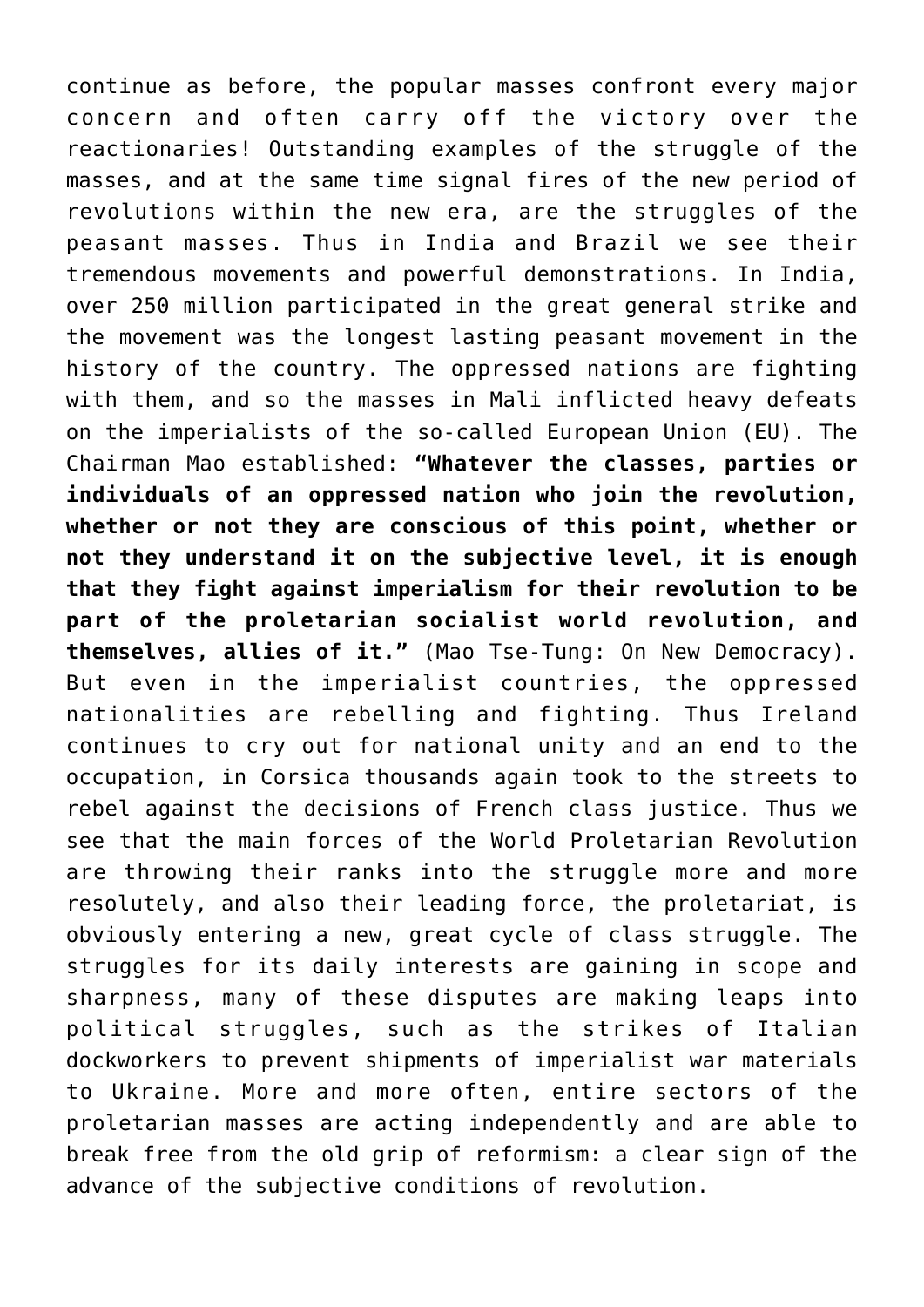continue as before, the popular masses confront every major concern and often carry off the victory over the reactionaries! Outstanding examples of the struggle of the masses, and at the same time signal fires of the new period of revolutions within the new era, are the struggles of the peasant masses. Thus in India and Brazil we see their tremendous movements and powerful demonstrations. In India, over 250 million participated in the great general strike and the movement was the longest lasting peasant movement in the history of the country. The oppressed nations are fighting with them, and so the masses in Mali inflicted heavy defeats on the imperialists of the so-called European Union (EU). The Chairman Mao established: **"Whatever the classes, parties or individuals of an oppressed nation who join the revolution, whether or not they are conscious of this point, whether or not they understand it on the subjective level, it is enough that they fight against imperialism for their revolution to be part of the proletarian socialist world revolution, and themselves, allies of it."** (Mao Tse-Tung: On New Democracy). But even in the imperialist countries, the oppressed nationalities are rebelling and fighting. Thus Ireland continues to cry out for national unity and an end to the occupation, in Corsica thousands again took to the streets to rebel against the decisions of French class justice. Thus we see that the main forces of the World Proletarian Revolution are throwing their ranks into the struggle more and more resolutely, and also their leading force, the proletariat, is obviously entering a new, great cycle of class struggle. The struggles for its daily interests are gaining in scope and sharpness, many of these disputes are making leaps into political struggles, such as the strikes of Italian dockworkers to prevent shipments of imperialist war materials to Ukraine. More and more often, entire sectors of the proletarian masses are acting independently and are able to break free from the old grip of reformism: a clear sign of the advance of the subjective conditions of revolution.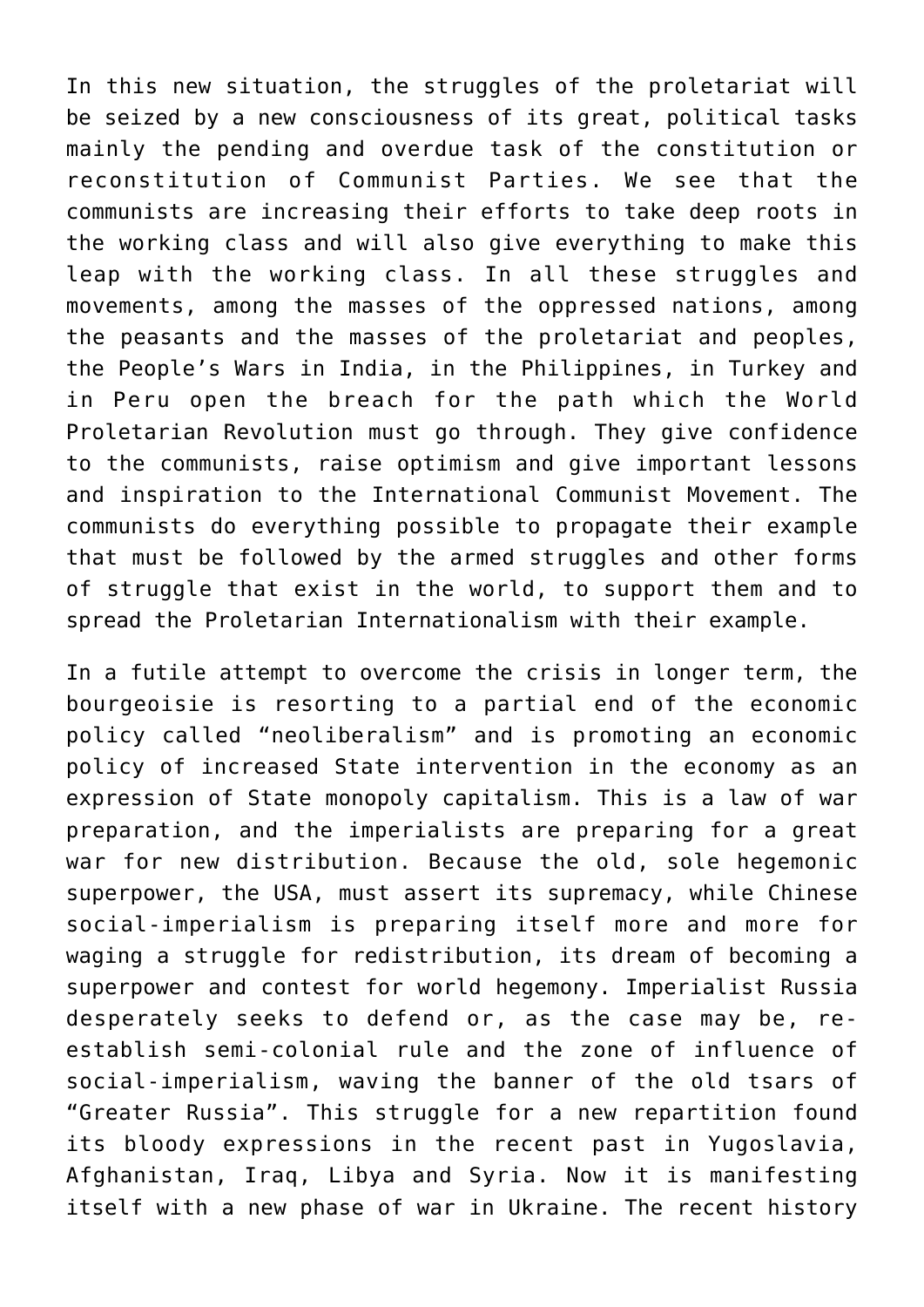In this new situation, the struggles of the proletariat will be seized by a new consciousness of its great, political tasks mainly the pending and overdue task of the constitution or reconstitution of Communist Parties. We see that the communists are increasing their efforts to take deep roots in the working class and will also give everything to make this leap with the working class. In all these struggles and movements, among the masses of the oppressed nations, among the peasants and the masses of the proletariat and peoples, the People's Wars in India, in the Philippines, in Turkey and in Peru open the breach for the path which the World Proletarian Revolution must go through. They give confidence to the communists, raise optimism and give important lessons and inspiration to the International Communist Movement. The communists do everything possible to propagate their example that must be followed by the armed struggles and other forms of struggle that exist in the world, to support them and to spread the Proletarian Internationalism with their example.

In a futile attempt to overcome the crisis in longer term, the bourgeoisie is resorting to a partial end of the economic policy called "neoliberalism" and is promoting an economic policy of increased State intervention in the economy as an expression of State monopoly capitalism. This is a law of war preparation, and the imperialists are preparing for a great war for new distribution. Because the old, sole hegemonic superpower, the USA, must assert its supremacy, while Chinese social-imperialism is preparing itself more and more for waging a struggle for redistribution, its dream of becoming a superpower and contest for world hegemony. Imperialist Russia desperately seeks to defend or, as the case may be, re-establish semi-colonial rule and the zone of influence of social-imperialism, waving the banner of the old tsars of "Greater Russia". This struggle for a new repartition found its bloody expressions in the recent past in Yugoslavia, Afghanistan, Iraq, Libya and Syria. Now it is manifesting itself with a new phase of war in Ukraine. The recent history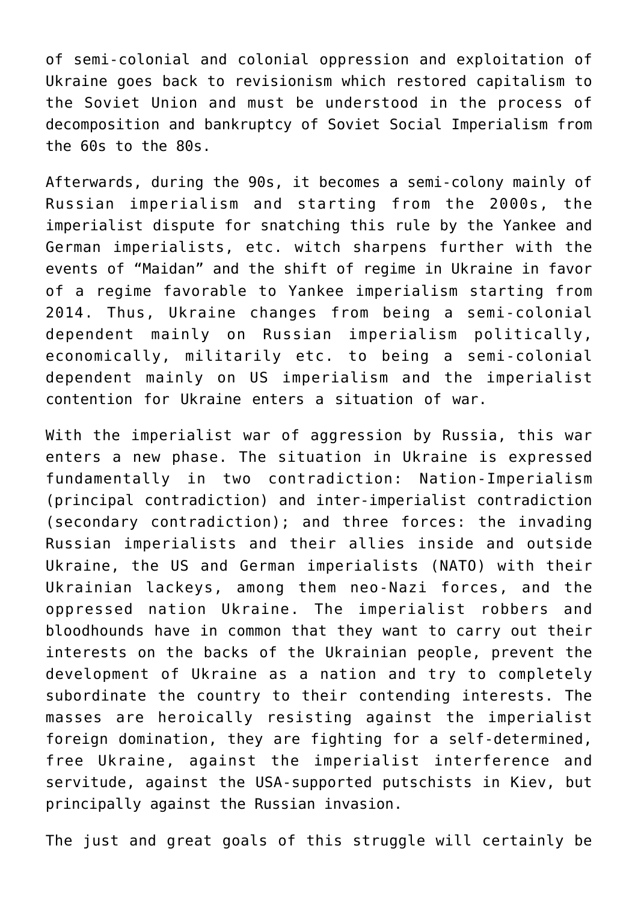of semi-colonial and colonial oppression and exploitation of Ukraine goes back to revisionism which restored capitalism to the Soviet Union and must be understood in the process of decomposition and bankruptcy of Soviet Social Imperialism from the 60s to the 80s.

Afterwards, during the 90s, it becomes a semi-colony mainly of Russian imperialism and starting from the 2000s, the imperialist dispute for snatching this rule by the Yankee and German imperialists, etc. witch sharpens further with the events of “Maidan” and the shift of regime in Ukraine in favor of a regime favorable to Yankee imperialism starting from 2014. Thus, Ukraine changes from being a semi-colonial dependent mainly on Russian imperialism politically, economically, militarily etc. to being a semi-colonial dependent mainly on US imperialism and the imperialist contention for Ukraine enters a situation of war.

With the imperialist war of aggression by Russia, this war enters a new phase. The situation in Ukraine is expressed fundamentally in two contradiction: Nation-Imperialism (principal contradiction) and inter-imperialist contradiction (secondary contradiction); and three forces: the invading Russian imperialists and their allies inside and outside Ukraine, the US and German imperialists (NATO) with their Ukrainian lackeys, among them neo-Nazi forces, and the oppressed nation Ukraine. The imperialist robbers and bloodhounds have in common that they want to carry out their interests on the backs of the Ukrainian people, prevent the development of Ukraine as a nation and try to completely subordinate the country to their contending interests. The masses are heroically resisting against the imperialist foreign domination, they are fighting for a self-determined, free Ukraine, against the imperialist interference and servitude, against the USA-supported putschists in Kiev, but principally against the Russian invasion.

The just and great goals of this struggle will certainly be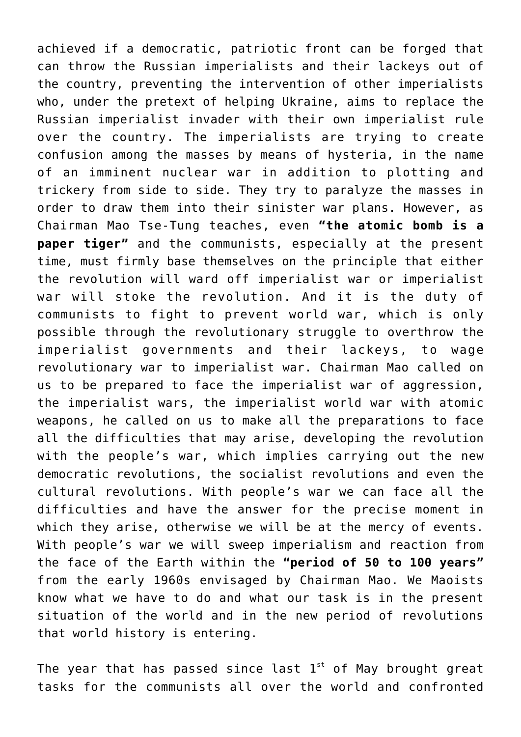achieved if a democratic, patriotic front can be forged that can throw the Russian imperialists and their lackeys out of the country, preventing the intervention of other imperialists who, under the pretext of helping Ukraine, aims to replace the Russian imperialist invader with their own imperialist rule over the country. The imperialists are trying to create confusion among the masses by means of hysteria, in the name of an imminent nuclear war in addition to plotting and trickery from side to side. They try to paralyze the masses in order to draw them into their sinister war plans. However, as Chairman Mao Tse-Tung teaches, even **"the atomic bomb is a paper tiger"** and the communists, especially at the present time, must firmly base themselves on the principle that either the revolution will ward off imperialist war or imperialist war will stoke the revolution. And it is the duty of communists to fight to prevent world war, which is only possible through the revolutionary struggle to overthrow the imperialist governments and their lackeys, to wage revolutionary war to imperialist war. Chairman Mao called on us to be prepared to face the imperialist war of aggression, the imperialist wars, the imperialist world war with atomic weapons, he called on us to make all the preparations to face all the difficulties that may arise, developing the revolution with the people's war, which implies carrying out the new democratic revolutions, the socialist revolutions and even the cultural revolutions. With people's war we can face all the difficulties and have the answer for the precise moment in which they arise, otherwise we will be at the mercy of events. With people's war we will sweep imperialism and reaction from the face of the Earth within the **"period of 50 to 100 years"** from the early 1960s envisaged by Chairman Mao. We Maoists know what we have to do and what our task is in the present situation of the world and in the new period of revolutions that world history is entering.

The year that has passed since last 1st of May brought great tasks for the communists all over the world and confronted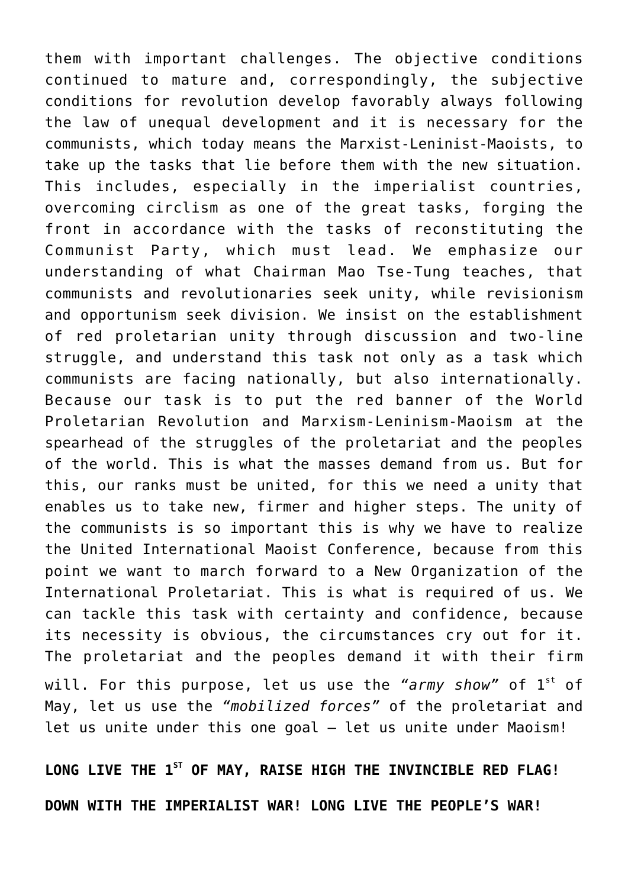them with important challenges. The objective conditions continued to mature and, correspondingly, the subjective conditions for revolution develop favorably always following the law of unequal development and it is necessary for the communists, which today means the Marxist-Leninist-Maoists, to take up the tasks that lie before them with the new situation. This includes, especially in the imperialist countries, overcoming circlism as one of the great tasks, forging the front in accordance with the tasks of reconstituting the Communist Party, which must lead. We emphasize our understanding of what Chairman Mao Tse-Tung teaches, that communists and revolutionaries seek unity, while revisionism and opportunism seek division. We insist on the establishment of red proletarian unity through discussion and two-line struggle, and understand this task not only as a task which communists are facing nationally, but also internationally. Because our task is to put the red banner of the World Proletarian Revolution and Marxism-Leninism-Maoism at the spearhead of the struggles of the proletariat and the peoples of the world. This is what the masses demand from us. But for this, our ranks must be united, for this we need a unity that enables us to take new, firmer and higher steps. The unity of the communists is so important this is why we have to realize the United International Maoist Conference, because from this point we want to march forward to a New Organization of the International Proletariat. This is what is required of us. We can tackle this task with certainty and confidence, because its necessity is obvious, the circumstances cry out for it. The proletariat and the peoples demand it with their firm will. For this purpose, let us use the *"army show"* of 1st of May, let us use the *"mobilized forces"* of the proletariat and let us unite under this one goal – let us unite under Maoism!

**LONG LIVE THE 1ST OF MAY, RAISE HIGH THE INVINCIBLE RED FLAG!**

**DOWN WITH THE IMPERIALIST WAR! LONG LIVE THE PEOPLE'S WAR!**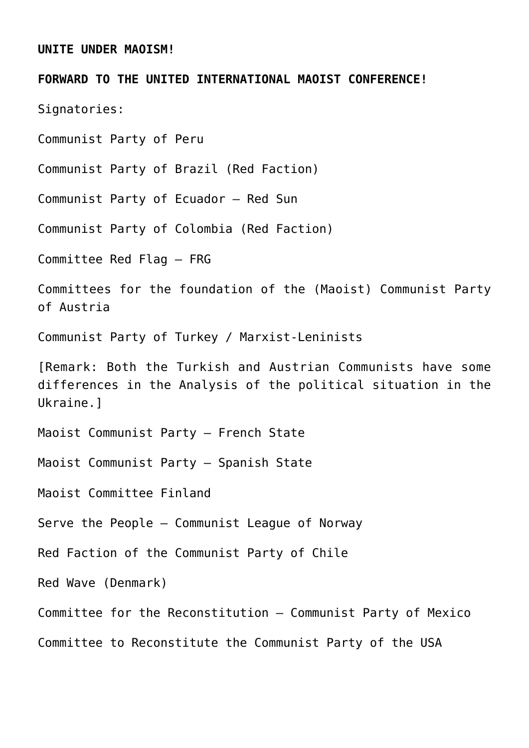**UNITE UNDER MAOISM!**

**FORWARD TO THE UNITED INTERNATIONAL MAOIST CONFERENCE!**

Signatories:

Communist Party of Peru

Communist Party of Brazil (Red Faction)

Communist Party of Ecuador – Red Sun

Communist Party of Colombia (Red Faction)

Committee Red Flag – FRG

Committees for the foundation of the (Maoist) Communist Party of Austria

Communist Party of Turkey / Marxist-Leninists

[Remark: Both the Turkish and Austrian Communists have some differences in the Analysis of the political situation in the Ukraine.]

Maoist Communist Party – French State

Maoist Communist Party – Spanish State

Maoist Committee Finland

Serve the People – Communist League of Norway

Red Faction of the Communist Party of Chile

Red Wave (Denmark)

Committee for the Reconstitution – Communist Party of Mexico

Committee to Reconstitute the Communist Party of the USA